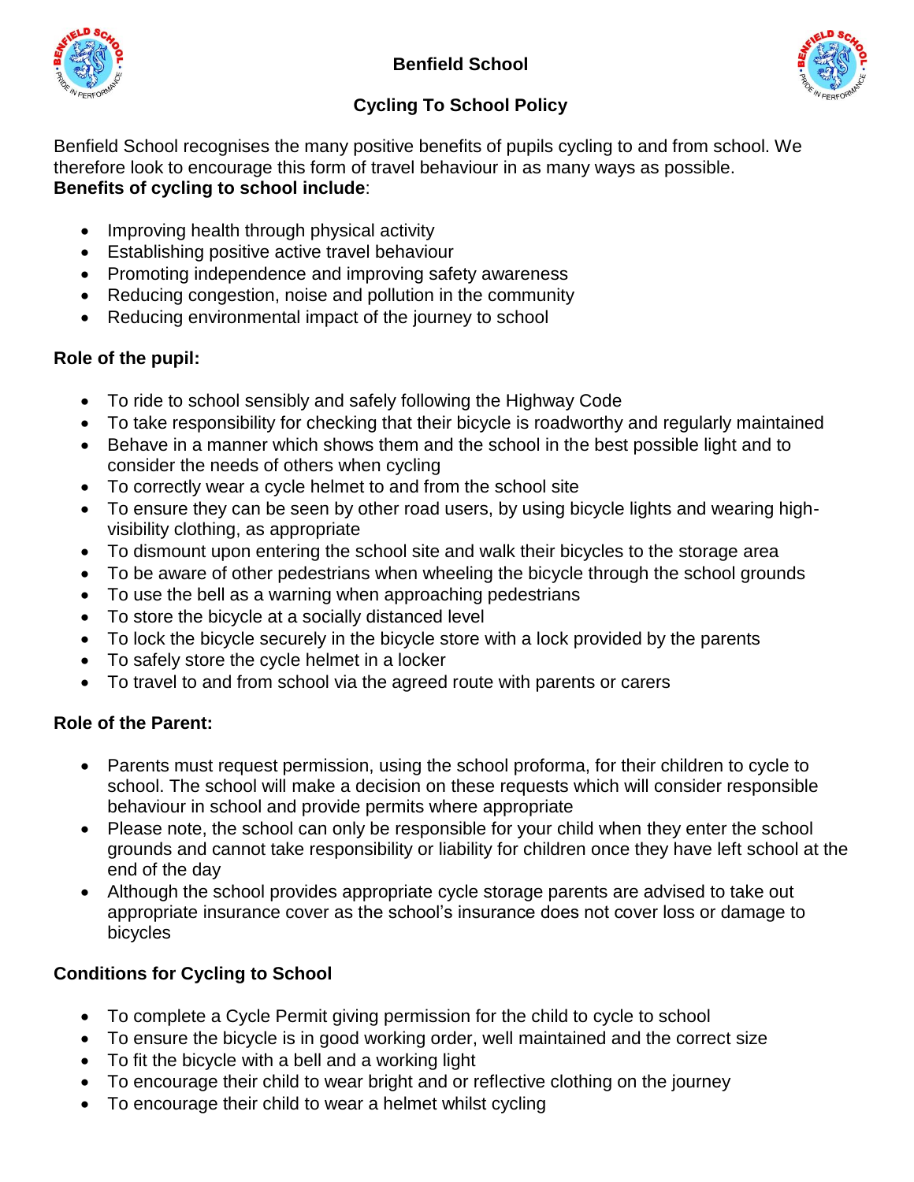# Benfield School

## Cycling To School Policy

Benfield School recognises the many positive benefits of pupils cycling to and from school. We therefore look to encourage this form of travel behaviour in as many ways as possible.
**Benefits of cycling to school include**:

- Improving health through physical activity
- Establishing positive active travel behaviour
- Promoting independence and improving safety awareness
- Reducing congestion, noise and pollution in the community
- Reducing environmental impact of the journey to school

**Role of the pupil:**

- To ride to school sensibly and safely following the Highway Code
- To take responsibility for checking that their bicycle is roadworthy and regularly maintained
- Behave in a manner which shows them and the school in the best possible light and to consider the needs of others when cycling
- To correctly wear a cycle helmet to and from the school site
- To ensure they can be seen by other road users, by using bicycle lights and wearing high-visibility clothing, as appropriate
- To dismount upon entering the school site and walk their bicycles to the storage area
- To be aware of other pedestrians when wheeling the bicycle through the school grounds
- To use the bell as a warning when approaching pedestrians
- To store the bicycle at a socially distanced level
- To lock the bicycle securely in the bicycle store with a lock provided by the parents
- To safely store the cycle helmet in a locker
- To travel to and from school via the agreed route with parents or carers

**Role of the Parent:**

- Parents must request permission, using the school proforma, for their children to cycle to school. The school will make a decision on these requests which will consider responsible behaviour in school and provide permits where appropriate
- Please note, the school can only be responsible for your child when they enter the school grounds and cannot take responsibility or liability for children once they have left school at the end of the day
- Although the school provides appropriate cycle storage parents are advised to take out appropriate insurance cover as the school's insurance does not cover loss or damage to bicycles

**Conditions for Cycling to School**

- To complete a Cycle Permit giving permission for the child to cycle to school
- To ensure the bicycle is in good working order, well maintained and the correct size
- To fit the bicycle with a bell and a working light
- To encourage their child to wear bright and or reflective clothing on the journey
- To encourage their child to wear a helmet whilst cycling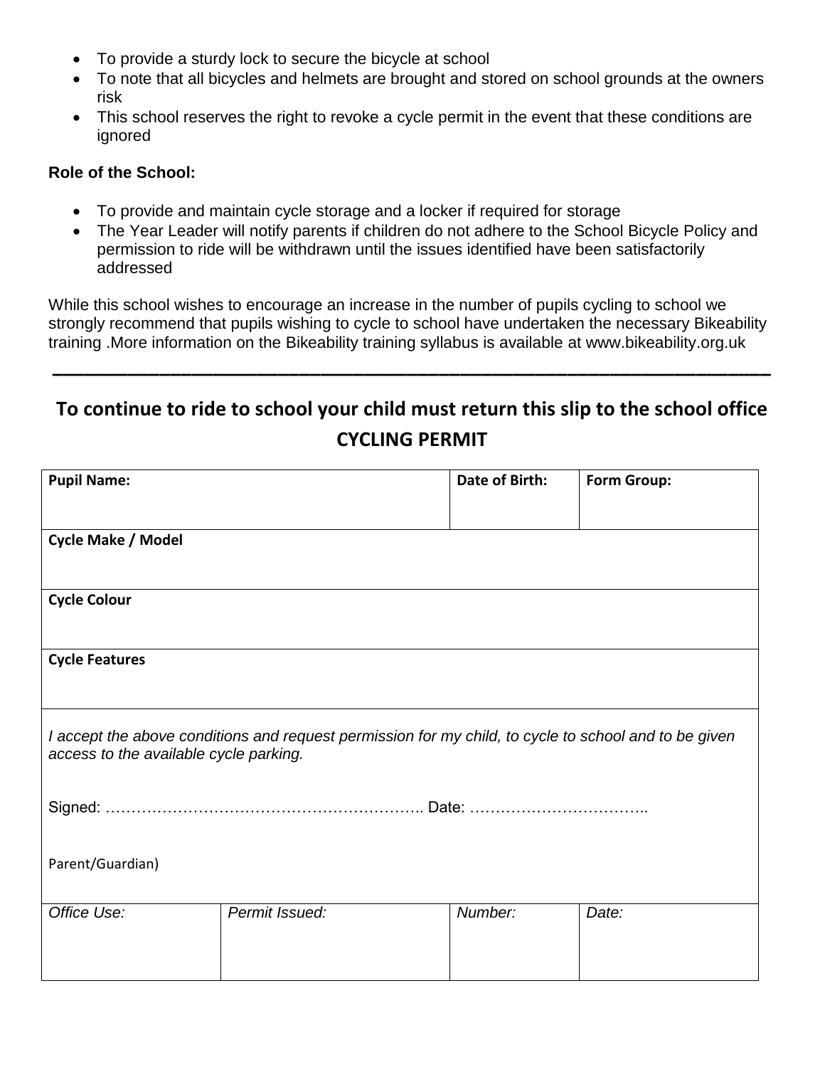- To provide a sturdy lock to secure the bicycle at school
- To note that all bicycles and helmets are brought and stored on school grounds at the owners risk
- This school reserves the right to revoke a cycle permit in the event that these conditions are ignored

**Role of the School:**

- To provide and maintain cycle storage and a locker if required for storage
- The Year Leader will notify parents if children do not adhere to the School Bicycle Policy and permission to ride will be withdrawn until the issues identified have been satisfactorily addressed

While this school wishes to encourage an increase in the number of pupils cycling to school we strongly recommend that pupils wishing to cycle to school have undertaken the necessary Bikeability training .More information on the Bikeability training syllabus is available at www.bikeability.org.uk

---

## To continue to ride to school your child must return this slip to the school office

## CYCLING PERMIT

| | | | |
|---|---|---|---|
| **Pupil Name:** | | **Date of Birth:** | **Form Group:** |
| **Cycle Make / Model** | | | |
| **Cycle Colour** | | | |
| **Cycle Features** | | | |
| *I accept the above conditions and request permission for my child, to cycle to school and to be given access to the available cycle parking.* Signed: ………………………………………………….. Date: …………………………….. Parent/Guardian) | | | |
| *Office Use:* | *Permit Issued:* | *Number:* | *Date:* |